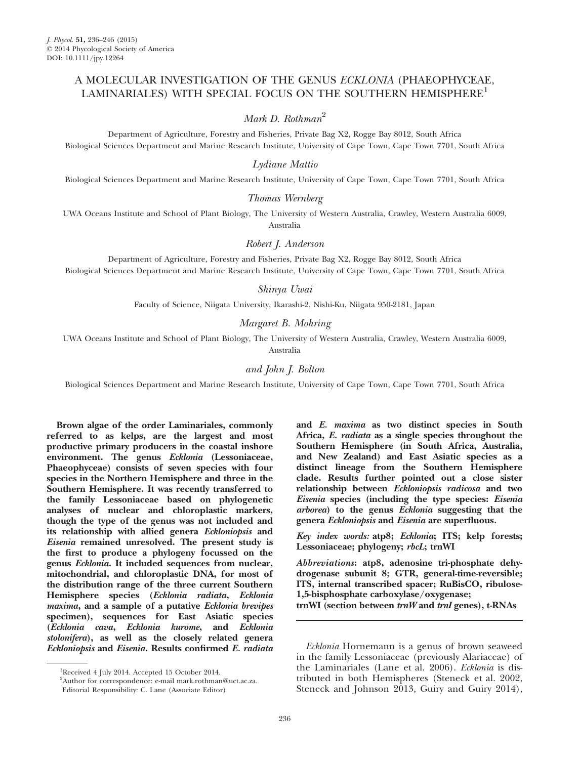# A MOLECULAR INVESTIGATION OF THE GENUS *ECKLONIA* (PHAEOPHYCEAE, LAMINARIALES) WITH SPECIAL FOCUS ON THE SOUTHERN HEMISPHERE[1]

*Mark D. Rothman*[2]

Department of Agriculture, Forestry and Fisheries, Private Bag X2, Rogge Bay 8012, South Africa
Biological Sciences Department and Marine Research Institute, University of Cape Town, Cape Town 7701, South Africa

*Lydiane Mattio*

Biological Sciences Department and Marine Research Institute, University of Cape Town, Cape Town 7701, South Africa

*Thomas Wernberg*

UWA Oceans Institute and School of Plant Biology, The University of Western Australia, Crawley, Western Australia 6009, Australia

*Robert J. Anderson*

Department of Agriculture, Forestry and Fisheries, Private Bag X2, Rogge Bay 8012, South Africa
Biological Sciences Department and Marine Research Institute, University of Cape Town, Cape Town 7701, South Africa

*Shinya Uwai*

Faculty of Science, Niigata University, Ikarashi-2, Nishi-Ku, Niigata 950-2181, Japan

*Margaret B. Mohring*

UWA Oceans Institute and School of Plant Biology, The University of Western Australia, Crawley, Western Australia 6009, Australia

*and John J. Bolton*

Biological Sciences Department and Marine Research Institute, University of Cape Town, Cape Town 7701, South Africa

**Brown algae of the order Laminariales, commonly referred to as kelps, are the largest and most productive primary producers in the coastal inshore environment. The genus *Ecklonia* (Lessoniaceae, Phaeophyceae) consists of seven species with four species in the Northern Hemisphere and three in the Southern Hemisphere. It was recently transferred to the family Lessoniaceae based on phylogenetic analyses of nuclear and chloroplastic markers, though the type of the genus was not included and its relationship with allied genera *Eckloniopsis* and *Eisenia* remained unresolved. The present study is the first to produce a phylogeny focussed on the genus *Ecklonia*. It included sequences from nuclear, mitochondrial, and chloroplastic DNA, for most of the distribution range of the three current Southern Hemisphere species (*Ecklonia radiata*, *Ecklonia maxima*, and a sample of a putative *Ecklonia brevipes* specimen), sequences for East Asiatic species (*Ecklonia cava*, *Ecklonia kurome*, and *Ecklonia stolonifera*), as well as the closely related genera *Eckloniopsis* and *Eisenia*. Results confirmed *E. radiata* and *E. maxima* as two distinct species in South Africa, *E. radiata* as a single species throughout the Southern Hemisphere (in South Africa, Australia, and New Zealand) and East Asiatic species as a distinct lineage from the Southern Hemisphere clade. Results further pointed out a close sister relationship between *Eckloniopsis radicosa* and two *Eisenia* species (including the type species: *Eisenia arborea*) to the genus *Ecklonia* suggesting that the genera *Eckloniopsis* and *Eisenia* are superfluous.**

***Key index words:*** **atp8; *Ecklonia*; ITS; kelp forests; Lessoniaceae; phylogeny; *rbcL*; trnWI**

***Abbreviations*****: atp8, adenosine tri-phosphate dehydrogenase subunit 8; GTR, general-time-reversible; ITS, internal transcribed spacer; RuBisCO, ribulose-1,5-bisphosphate carboxylase/oxygenase; trnWI (section between *trnW* and *trnI* genes), t-RNAs**

*Ecklonia* Hornemann is a genus of brown seaweed in the family Lessoniaceae (previously Alariaceae) of the Laminariales (Lane et al. 2006). *Ecklonia* is distributed in both Hemispheres (Steneck et al. 2002, Steneck and Johnson 2013, Guiry and Guiry 2014),

[1]Received 4 July 2014. Accepted 15 October 2014.
[2]Author for correspondence: e-mail mark.rothman@uct.ac.za.
Editorial Responsibility: C. Lane (Associate Editor)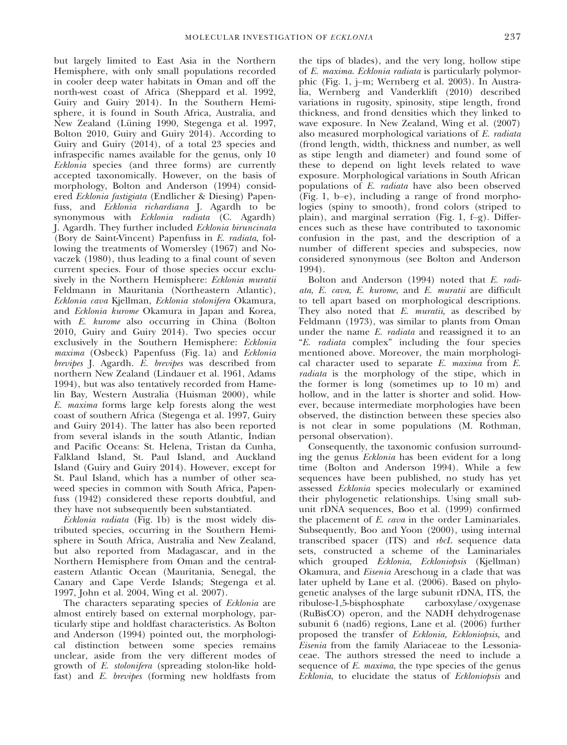but largely limited to East Asia in the Northern Hemisphere, with only small populations recorded in cooler deep water habitats in Oman and off the north-west coast of Africa (Sheppard et al. 1992, Guiry and Guiry 2014). In the Southern Hemisphere, it is found in South Africa, Australia, and New Zealand (Lüning 1990, Stegenga et al. 1997, Bolton 2010, Guiry and Guiry 2014). According to Guiry and Guiry (2014), of a total 23 species and infraspecific names available for the genus, only 10 *Ecklonia* species (and three forms) are currently accepted taxonomically. However, on the basis of morphology, Bolton and Anderson (1994) considered *Ecklonia fastigiata* (Endlicher & Diesing) Papenfuss, and *Ecklonia richardiana* J. Agardh to be synonymous with *Ecklonia radiata* (C. Agardh) J. Agardh. They further included *Ecklonia biruncinata* (Bory de Saint-Vincent) Papenfuss in *E. radiata*, following the treatments of Womersley (1967) and Novaczek (1980), thus leading to a final count of seven current species. Four of those species occur exclusively in the Northern Hemisphere: *Ecklonia muratii* Feldmann in Mauritania (Northeastern Atlantic), *Ecklonia cava* Kjellman, *Ecklonia stolonifera* Okamura, and *Ecklonia kurome* Okamura in Japan and Korea, with *E. kurome* also occurring in China (Bolton 2010, Guiry and Guiry 2014). Two species occur exclusively in the Southern Hemisphere: *Ecklonia maxima* (Osbeck) Papenfuss (Fig. 1a) and *Ecklonia brevipes* J. Agardh. *E. brevipes* was described from northern New Zealand (Lindauer et al. 1961, Adams 1994), but was also tentatively recorded from Hamelin Bay, Western Australia (Huisman 2000), while *E. maxima* forms large kelp forests along the west coast of southern Africa (Stegenga et al. 1997, Guiry and Guiry 2014). The latter has also been reported from several islands in the south Atlantic, Indian and Pacific Oceans: St. Helena, Tristan da Cunha, Falkland Island, St. Paul Island, and Auckland Island (Guiry and Guiry 2014). However, except for St. Paul Island, which has a number of other seaweed species in common with South Africa, Papenfuss (1942) considered these reports doubtful, and they have not subsequently been substantiated.

*Ecklonia radiata* (Fig. 1b) is the most widely distributed species, occurring in the Southern Hemisphere in South Africa, Australia and New Zealand, but also reported from Madagascar, and in the Northern Hemisphere from Oman and the central-eastern Atlantic Ocean (Mauritania, Senegal, the Canary and Cape Verde Islands; Stegenga et al. 1997, John et al. 2004, Wing et al. 2007).

The characters separating species of *Ecklonia* are almost entirely based on external morphology, particularly stipe and holdfast characteristics. As Bolton and Anderson (1994) pointed out, the morphological distinction between some species remains unclear, aside from the very different modes of growth of *E. stolonifera* (spreading stolon-like holdfast) and *E. brevipes* (forming new holdfasts from the tips of blades), and the very long, hollow stipe of *E. maxima*. *Ecklonia radiata* is particularly polymorphic (Fig. 1, j–m; Wernberg et al. 2003). In Australia, Wernberg and Vanderklift (2010) described variations in rugosity, spinosity, stipe length, frond thickness, and frond densities which they linked to wave exposure. In New Zealand, Wing et al. (2007) also measured morphological variations of *E. radiata* (frond length, width, thickness and number, as well as stipe length and diameter) and found some of these to depend on light levels related to wave exposure. Morphological variations in South African populations of *E. radiata* have also been observed (Fig. 1, b–e), including a range of frond morphologies (spiny to smooth), frond colors (striped to plain), and marginal serration (Fig. 1, f–g). Differences such as these have contributed to taxonomic confusion in the past, and the description of a number of different species and subspecies, now considered synonymous (see Bolton and Anderson 1994).

Bolton and Anderson (1994) noted that *E. radiata*, *E. cava*, *E. kurome*, and *E. muratii* are difficult to tell apart based on morphological descriptions. They also noted that *E. muratii*, as described by Feldmann (1973), was similar to plants from Oman under the name *E. radiata* and reassigned it to an "*E. radiata* complex" including the four species mentioned above. Moreover, the main morphological character used to separate *E. maxima* from *E. radiata* is the morphology of the stipe, which in the former is long (sometimes up to 10 m) and hollow, and in the latter is shorter and solid. However, because intermediate morphologies have been observed, the distinction between these species also is not clear in some populations (M. Rothman, personal observation).

Consequently, the taxonomic confusion surrounding the genus *Ecklonia* has been evident for a long time (Bolton and Anderson 1994). While a few sequences have been published, no study has yet assessed *Ecklonia* species molecularly or examined their phylogenetic relationships. Using small subunit rDNA sequences, Boo et al. (1999) confirmed the placement of *E. cava* in the order Laminariales. Subsequently, Boo and Yoon (2000), using internal transcribed spacer (ITS) and *rbcL* sequence data sets, constructed a scheme of the Laminariales which grouped *Ecklonia*, *Eckloniopsis* (Kjellman) Okamura, and *Eisenia* Areschoug in a clade that was later upheld by Lane et al. (2006). Based on phylogenetic analyses of the large subunit rDNA, ITS, the ribulose-1,5-bisphosphate carboxylase/oxygenase (RuBisCO) operon, and the NADH dehydrogenase subunit 6 (nad6) regions, Lane et al. (2006) further proposed the transfer of *Ecklonia*, *Eckloniopsis*, and *Eisenia* from the family Alariaceae to the Lessoniaceae. The authors stressed the need to include a sequence of *E. maxima*, the type species of the genus *Ecklonia*, to elucidate the status of *Eckloniopsis* and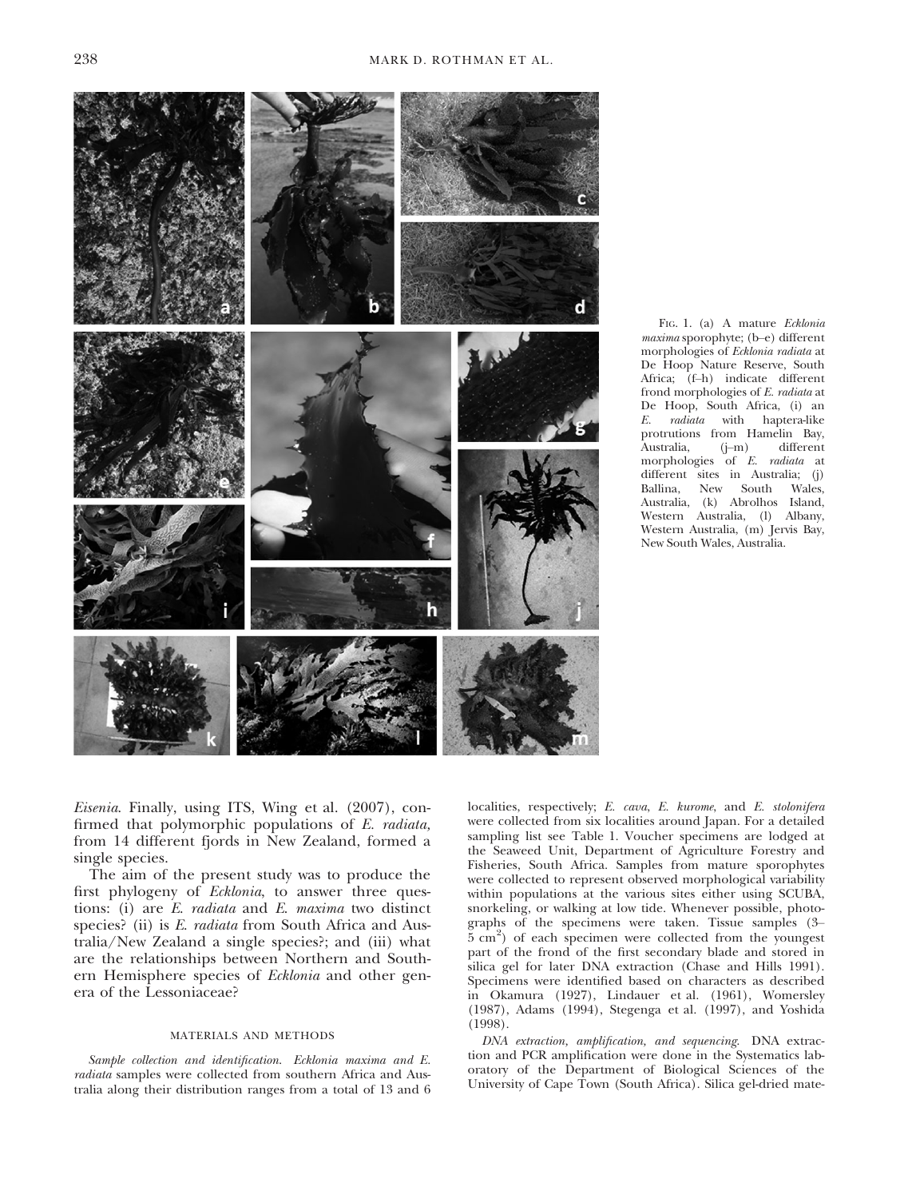FIG. 1. (a) A mature *Ecklonia maxima* sporophyte; (b–e) different morphologies of *Ecklonia radiata* at De Hoop Nature Reserve, South Africa; (f–h) indicate different frond morphologies of *E. radiata* at De Hoop, South Africa, (i) an *E. radiata* with haptera-like protrutions from Hamelin Bay, Australia, (j–m) different morphologies of *E. radiata* at different sites in Australia; (j) Ballina, New South Wales, Australia, (k) Abrolhos Island, Western Australia, (l) Albany, Western Australia, (m) Jervis Bay, New South Wales, Australia.

*Eisenia*. Finally, using ITS, Wing et al. (2007), confirmed that polymorphic populations of *E. radiata*, from 14 different fjords in New Zealand, formed a single species.

The aim of the present study was to produce the first phylogeny of *Ecklonia*, to answer three questions: (i) are *E. radiata* and *E. maxima* two distinct species? (ii) is *E. radiata* from South Africa and Australia/New Zealand a single species?; and (iii) what are the relationships between Northern and Southern Hemisphere species of *Ecklonia* and other genera of the Lessoniaceae?

## MATERIALS AND METHODS

*Sample collection and identification. Ecklonia maxima* and *E. radiata* samples were collected from southern Africa and Australia along their distribution ranges from a total of 13 and 6 localities, respectively; *E. cava*, *E. kurome*, and *E. stolonifera* were collected from six localities around Japan. For a detailed sampling list see Table 1. Voucher specimens are lodged at the Seaweed Unit, Department of Agriculture Forestry and Fisheries, South Africa. Samples from mature sporophytes were collected to represent observed morphological variability within populations at the various sites either using SCUBA, snorkeling, or walking at low tide. Whenever possible, photographs of the specimens were taken. Tissue samples (3–5 $cm^2$) of each specimen were collected from the youngest part of the frond of the first secondary blade and stored in silica gel for later DNA extraction (Chase and Hills 1991). Specimens were identified based on characters as described in Okamura (1927), Lindauer et al. (1961), Womersley (1987), Adams (1994), Stegenga et al. (1997), and Yoshida (1998).

*DNA extraction, amplification, and sequencing.* DNA extraction and PCR amplification were done in the Systematics laboratory of the Department of Biological Sciences of the University of Cape Town (South Africa). Silica gel-dried mate-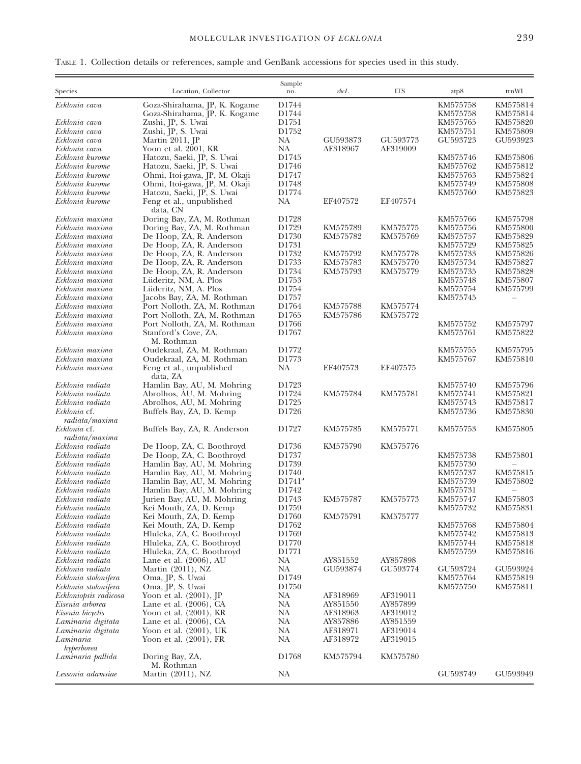TABLE 1. Collection details or references, sample and GenBank accessions for species used in this study.

| Species | Location, Collector | Sample no. | *rbcL* | ITS | atp8 | trnWI |
|---|---|---|---|---|---|---|
| *Ecklonia cava* | Goza-Shirahama, JP, K. Kogame | D1744 | | | KM575758 | KM575814 |
| | Goza-Shirahama, JP, K. Kogame | D1744 | | | KM575758 | KM575814 |
| *Ecklonia cava* | Zushi, JP, S. Uwai | D1751 | | | KM575765 | KM575820 |
| *Ecklonia cava* | Zushi, JP, S. Uwai | D1752 | | | KM575751 | KM575809 |
| *Ecklonia cava* | Martin 2011, JP | NA | GU593873 | GU593773 | GU593723 | GU593923 |
| *Ecklonia cava* | Yoon et al. 2001, KR | NA | AF318967 | AF319009 | | |
| *Ecklonia kurome* | Hatozu, Saeki, JP, S. Uwai | D1745 | | | KM575746 | KM575806 |
| *Ecklonia kurome* | Hatozu, Saeki, JP, S. Uwai | D1746 | | | KM575762 | KM575812 |
| *Ecklonia kurome* | Ohmi, Itoi-gawa, JP, M. Okaji | D1747 | | | KM575763 | KM575824 |
| *Ecklonia kurome* | Ohmi, Itoi-gawa, JP, M. Okaji | D1748 | | | KM575749 | KM575808 |
| *Ecklonia kurome* | Hatozu, Saeki, JP, S. Uwai | D1774 | | | KM575760 | KM575823 |
| *Ecklonia kurome* | Feng et al., unpublished data, CN | NA | EF407572 | EF407574 | | |
| *Ecklonia maxima* | Doring Bay, ZA, M. Rothman | D1728 | | | KM575766 | KM575798 |
| *Ecklonia maxima* | Doring Bay, ZA, M. Rothman | D1729 | KM575789 | KM575775 | KM575756 | KM575800 |
| *Ecklonia maxima* | De Hoop, ZA, R. Anderson | D1730 | KM575782 | KM575769 | KM575757 | KM575829 |
| *Ecklonia maxima* | De Hoop, ZA, R. Anderson | D1731 | | | KM575729 | KM575825 |
| *Ecklonia maxima* | De Hoop, ZA, R. Anderson | D1732 | KM575792 | KM575778 | KM575733 | KM575826 |
| *Ecklonia maxima* | De Hoop, ZA, R. Anderson | D1733 | KM575783 | KM575770 | KM575734 | KM575827 |
| *Ecklonia maxima* | De Hoop, ZA, R. Anderson | D1734 | KM575793 | KM575779 | KM575735 | KM575828 |
| *Ecklonia maxima* | Lüderitz, NM, A. Plos | D1753 | | | KM575748 | KM575807 |
| *Ecklonia maxima* | Lüderitz, NM, A. Plos | D1754 | | | KM575754 | KM575799 |
| *Ecklonia maxima* | Jacobs Bay, ZA, M. Rothman | D1757 | | | KM575745 | – |
| *Ecklonia maxima* | Port Nolloth, ZA, M. Rothman | D1764 | KM575788 | KM575774 | | |
| *Ecklonia maxima* | Port Nolloth, ZA, M. Rothman | D1765 | KM575786 | KM575772 | | |
| *Ecklonia maxima* | Port Nolloth, ZA, M. Rothman | D1766 | | | KM575752 | KM575797 |
| *Ecklonia maxima* | Stanford's Cove, ZA, M. Rothman | D1767 | | | KM575761 | KM575822 |
| *Ecklonia maxima* | Oudekraal, ZA, M. Rothman | D1772 | | | KM575755 | KM575795 |
| *Ecklonia maxima* | Oudekraal, ZA, M. Rothman | D1773 | | | KM575767 | KM575810 |
| *Ecklonia maxima* | Feng et al., unpublished data, ZA | NA | EF407573 | EF407575 | | |
| *Ecklonia radiata* | Hamlin Bay, AU, M. Mohring | D1723 | | | KM575740 | KM575796 |
| *Ecklonia radiata* | Abrolhos, AU, M. Mohring | D1724 | KM575784 | KM575781 | KM575741 | KM575821 |
| *Ecklonia radiata* | Abrolhos, AU, M. Mohring | D1725 | | | KM575743 | KM575817 |
| *Ecklonia* cf. *radiata/maxima* | Buffels Bay, ZA, D. Kemp | D1726 | | | KM575736 | KM575830 |
| *Ecklonia* cf. *radiata/maxima* | Buffels Bay, ZA, R. Anderson | D1727 | KM575785 | KM575771 | KM575753 | KM575805 |
| *Ecklonia radiata* | De Hoop, ZA, C. Boothroyd | D1736 | KM575790 | KM575776 | | |
| *Ecklonia radiata* | De Hoop, ZA, C. Boothroyd | D1737 | | | KM575738 | KM575801 |
| *Ecklonia radiata* | Hamlin Bay, AU, M. Mohring | D1739 | | | KM575730 | – |
| *Ecklonia radiata* | Hamlin Bay, AU, M. Mohring | D1740 | | | KM575737 | KM575815 |
| *Ecklonia radiata* | Hamlin Bay, AU, M. Mohring | D1741[a] | | | KM575739 | KM575802 |
| *Ecklonia radiata* | Hamlin Bay, AU, M. Mohring | D1742 | | | KM575731 | – |
| *Ecklonia radiata* | Jurien Bay, AU, M. Mohring | D1743 | KM575787 | KM575773 | KM575747 | KM575803 |
| *Ecklonia radiata* | Kei Mouth, ZA, D. Kemp | D1759 | | | KM575732 | KM575831 |
| *Ecklonia radiata* | Kei Mouth, ZA, D. Kemp | D1760 | KM575791 | KM575777 | | |
| *Ecklonia radiata* | Kei Mouth, ZA, D. Kemp | D1762 | | | KM575768 | KM575804 |
| *Ecklonia radiata* | Hluleka, ZA, C. Boothroyd | D1769 | | | KM575742 | KM575813 |
| *Ecklonia radiata* | Hluleka, ZA, C. Boothroyd | D1770 | | | KM575744 | KM575818 |
| *Ecklonia radiata* | Hluleka, ZA, C. Boothroyd | D1771 | | | KM575759 | KM575816 |
| *Ecklonia radiata* | Lane et al. (2006), AU | NA | AY851552 | AY857898 | | |
| *Ecklonia radiata* | Martin (2011), NZ | NA | GU593874 | GU593774 | GU593724 | GU593924 |
| *Ecklonia stolonifera* | Oma, JP, S. Uwai | D1749 | | | KM575764 | KM575819 |
| *Ecklonia stolonifera* | Oma, JP, S. Uwai | D1750 | | | KM575750 | KM575811 |
| *Eckloniopsis radicosa* | Yoon et al. (2001), JP | NA | AF318969 | AF319011 | | |
| *Eisenia arborea* | Lane et al. (2006), CA | NA | AY851550 | AY857899 | | |
| *Eisenia bicyclis* | Yoon et al. (2001), KR | NA | AF318963 | AF319012 | | |
| *Laminaria digitata* | Lane et al. (2006), CA | NA | AY857886 | AY851559 | | |
| *Laminaria digitata* | Yoon et al. (2001), UK | NA | AF318971 | AF319014 | | |
| *Laminaria hyperborea* | Yoon et al. (2001), FR | NA | AF318972 | AF319015 | | |
| *Laminaria pallida* | Doring Bay, ZA, M. Rothman | D1768 | KM575794 | KM575780 | | |
| *Lessonia adamsiae* | Martin (2011), NZ | NA | | | GU593749 | GU593949 |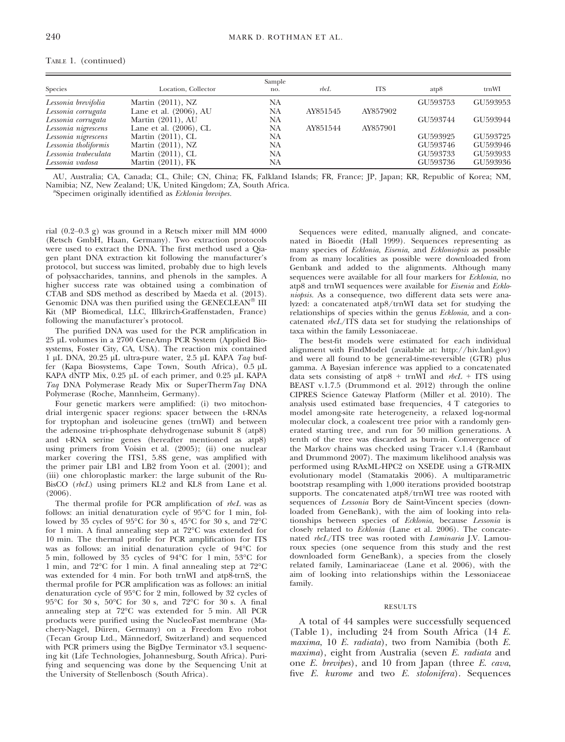TABLE 1. (continued)

| Species | Location, Collector | Sample no. | *rbcL* | ITS | atp8 | trnWI |
|---|---|---|---|---|---|---|
| *Lessonia brevifolia* | Martin (2011), NZ | NA | | | GU593753 | GU593953 |
| *Lessonia corrugata* | Lane et al. (2006), AU | NA | AY851545 | AY857902 | | |
| *Lessonia corrugata* | Martin (2011), AU | NA | | | GU593744 | GU593944 |
| *Lessonia nigrescens* | Lane et al. (2006), CL | NA | AY851544 | AY857901 | | |
| *Lessonia nigrescens* | Martin (2011), CL | NA | | | GU593925 | GU593725 |
| *Lessonia tholiformis* | Martin (2011), NZ | NA | | | GU593746 | GU593946 |
| *Lessonia trabeculata* | Martin (2011), CL | NA | | | GU593733 | GU593933 |
| *Lessonia vadosa* | Martin (2011), FK | NA | | | GU593736 | GU593936 |

AU, Australia; CA, Canada; CL, Chile; CN, China; FK, Falkland Islands; FR, France; JP, Japan; KR, Republic of Korea; NM, Namibia; NZ, New Zealand; UK, United Kingdom; ZA, South Africa.
[a]Specimen originally identified as *Ecklonia brevipes*.

rial (0.2–0.3 g) was ground in a Retsch mixer mill MM 4000 (Retsch GmbH, Haan, Germany). Two extraction protocols were used to extract the DNA. The first method used a Qiagen plant DNA extraction kit following the manufacturer's protocol, but success was limited, probably due to high levels of polysaccharides, tannins, and phenols in the samples. A higher success rate was obtained using a combination of CTAB and SDS method as described by Maeda et al. (2013). Genomic DNA was then purified using the GENECLEAN® III Kit (MP Biomedical, LLC, Illkirch-Graffenstaden, France) following the manufacturer's protocol.

The purified DNA was used for the PCR amplification in 25 μL volumes in a 2700 GeneAmp PCR System (Applied Biosystems, Foster City, CA, USA). The reaction mix contained 1 μL DNA, 20.25 μL ultra-pure water, 2.5 μL KAPA *Taq* buffer (Kapa Biosystems, Cape Town, South Africa), 0.5 μL KAPA dNTP Mix, 0.25 μL of each primer, and 0.25 μL KAPA *Taq* DNA Polymerase Ready Mix or SuperTherm*Taq* DNA Polymerase (Roche, Mannheim, Germany).

Four genetic markers were amplified: (i) two mitochondrial intergenic spacer regions: spacer between the t-RNAs for tryptophan and isoleucine genes (trnWI) and between the adenosine tri-phosphate dehydrogenase subunit 8 (atp8) and t-RNA serine genes (hereafter mentioned as atp8) using primers from Voisin et al. (2005); (ii) one nuclear marker covering the ITS1, 5.8S gene, was amplified with the primer pair LB1 and LB2 from Yoon et al. (2001); and (iii) one chloroplastic marker: the large subunit of the RuBisCO (*rbcL*) using primers KL2 and KL8 from Lane et al. (2006).

The thermal profile for PCR amplification of *rbcL* was as follows: an initial denaturation cycle of 95°C for 1 min, followed by 35 cycles of 95°C for 30 s, 45°C for 30 s, and 72°C for 1 min. A final annealing step at 72°C was extended for 10 min. The thermal profile for PCR amplification for ITS was as follows: an initial denaturation cycle of 94°C for 5 min, followed by 35 cycles of 94°C for 1 min, 53°C for 1 min, and 72°C for 1 min. A final annealing step at 72°C was extended for 4 min. For both trnWI and atp8-trnS, the thermal profile for PCR amplification was as follows: an initial denaturation cycle of 95°C for 2 min, followed by 32 cycles of 95°C for 30 s, 50°C for 30 s, and 72°C for 30 s. A final annealing step at 72°C was extended for 5 min. All PCR products were purified using the NucleoFast membrane (Machery-Nagel, Düren, Germany) on a Freedom Evo robot (Tecan Group Ltd., Männedorf, Switzerland) and sequenced with PCR primers using the BigDye Terminator v3.1 sequencing kit (Life Technologies, Johannesburg, South Africa). Purifying and sequencing was done by the Sequencing Unit at the University of Stellenbosch (South Africa).

Sequences were edited, manually aligned, and concatenated in Bioedit (Hall 1999). Sequences representing as many species of *Ecklonia*, *Eisenia*, and *Eckloniopsis* as possible from as many localities as possible were downloaded from Genbank and added to the alignments. Although many sequences were available for all four markers for *Ecklonia*, no atp8 and trnWI sequences were available for *Eisenia* and *Eckloniopsis*. As a consequence, two different data sets were analyzed: a concatenated atp8/trnWI data set for studying the relationships of species within the genus *Ecklonia*, and a concatenated *rbcL*/ITS data set for studying the relationships of taxa within the family Lessoniaceae.

The best-fit models were estimated for each individual alignment with FindModel (available at: http://hiv.lanl.gov) and were all found to be general-time-reversible (GTR) plus gamma. A Bayesian inference was applied to a concatenated data sets consisting of atp8 + trnWI and *rbcL* + ITS using BEAST v.1.7.5 (Drummond et al. 2012) through the online CIPRES Science Gateway Platform (Miller et al. 2010). The analysis used estimated base frequencies, 4 T categories to model among-site rate heterogeneity, a relaxed log-normal molecular clock, a coalescent tree prior with a randomly generated starting tree, and run for 50 million generations. A tenth of the tree was discarded as burn-in. Convergence of the Markov chains was checked using Tracer v.1.4 (Rambaut and Drummond 2007). The maximum likelihood analysis was performed using RAxML-HPC2 on XSEDE using a GTR-MIX evolutionary model (Stamatakis 2006). A multiparametric bootstrap resampling with 1,000 iterations provided bootstrap supports. The concatenated atp8/trnWI tree was rooted with sequences of *Lessonia* Bory de Saint-Vincent species (downloaded from GeneBank), with the aim of looking into relationships between species of *Ecklonia*, because *Lessonia* is closely related to *Ecklonia* (Lane et al. 2006). The concatenated *rbcL*/ITS tree was rooted with *Laminaria* J.V. Lamouroux species (one sequence from this study and the rest downloaded form GeneBank), a species from the closely related family, Laminariaceae (Lane et al. 2006), with the aim of looking into relationships within the Lessoniaceae family.

## RESULTS

A total of 44 samples were successfully sequenced (Table 1), including 24 from South Africa (14 *E. maxima*, 10 *E. radiata*), two from Namibia (both *E. maxima*), eight from Australia (seven *E. radiata* and one *E. brevipes*), and 10 from Japan (three *E. cava*, five *E. kurome* and two *E. stolonifera*). Sequences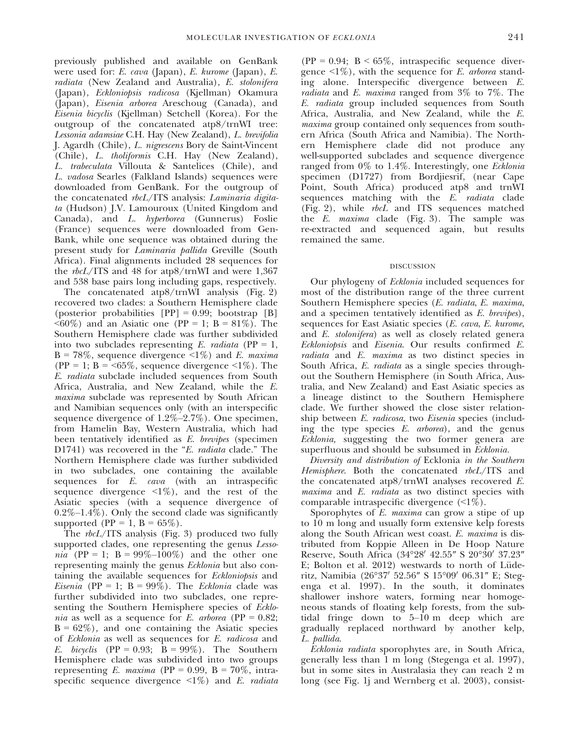previously published and available on GenBank were used for: *E. cava* (Japan), *E. kurome* (Japan), *E. radiata* (New Zealand and Australia), *E. stolonifera* (Japan), *Eckloniopsis radicosa* (Kjellman) Okamura (Japan), *Eisenia arborea* Areschoug (Canada), and *Eisenia bicyclis* (Kjellman) Setchell (Korea). For the outgroup of the concatenated atp8/trnWI tree: *Lessonia adamsiae* C.H. Hay (New Zealand), *L. brevifolia* J. Agardh (Chile), *L. nigrescens* Bory de Saint-Vincent (Chile), *L. tholiformis* C.H. Hay (New Zealand), *L. trabeculata* Villouta & Santelices (Chile), and *L. vadosa* Searles (Falkland Islands) sequences were downloaded from GenBank. For the outgroup of the concatenated *rbcL*/ITS analysis: *Laminaria digitata* (Hudson) J.V. Lamouroux (United Kingdom and Canada), and *L. hyperborea* (Gunnerus) Foslie (France) sequences were downloaded from GenBank, while one sequence was obtained during the present study for *Laminaria pallida* Greville (South Africa). Final alignments included 28 sequences for the *rbcL*/ITS and 48 for atp8/trnWI and were 1,367 and 538 base pairs long including gaps, respectively.

The concatenated atp8/trnWI analysis (Fig. 2) recovered two clades: a Southern Hemisphere clade (posterior probabilities [PP] = 0.99; bootstrap [B] <60%) and an Asiatic one (PP = 1; B = 81%). The Southern Hemisphere clade was further subdivided into two subclades representing *E. radiata* (PP = 1, B = 78%, sequence divergence <1%) and *E. maxima* (PP = 1; B = <65%, sequence divergence <1%). The *E. radiata* subclade included sequences from South Africa, Australia, and New Zealand, while the *E. maxima* subclade was represented by South African and Namibian sequences only (with an interspecific sequence divergence of 1.2%–2.7%). One specimen, from Hamelin Bay, Western Australia, which had been tentatively identified as *E. brevipes* (specimen D1741) was recovered in the "*E. radiata* clade." The Northern Hemisphere clade was further subdivided in two subclades, one containing the available sequences for *E. cava* (with an intraspecific sequence divergence <1%), and the rest of the Asiatic species (with a sequence divergence of 0.2%–1.4%). Only the second clade was significantly supported (PP = 1, B = 65%).

The *rbcL*/ITS analysis (Fig. 3) produced two fully supported clades, one representing the genus *Lessonia* (PP = 1; B = 99%–100%) and the other one representing mainly the genus *Ecklonia* but also containing the available sequences for *Eckloniopsis* and *Eisenia* (PP = 1; B = 99%). The *Ecklonia* clade was further subdivided into two subclades, one representing the Southern Hemisphere species of *Ecklonia* as well as a sequence for *E. arborea* (PP = 0.82; B = 62%), and one containing the Asiatic species of *Ecklonia* as well as sequences for *E. radicosa* and *E. bicyclis* (PP = 0.93; B = 99%). The Southern Hemisphere clade was subdivided into two groups representing *E. maxima* (PP = 0.99, B = 70%, intraspecific sequence divergence <1%) and *E. radiata* (PP = 0.94; B < 65%, intraspecific sequence divergence <1%), with the sequence for *E. arborea* standing alone. Interspecific divergence between *E. radiata* and *E. maxima* ranged from 3% to 7%. The *E. radiata* group included sequences from South Africa, Australia, and New Zealand, while the *E. maxima* group contained only sequences from southern Africa (South Africa and Namibia). The Northern Hemisphere clade did not produce any well-supported subclades and sequence divergence ranged from 0% to 1.4%. Interestingly, one *Ecklonia* specimen (D1727) from Bordjiesrif, (near Cape Point, South Africa) produced atp8 and trnWI sequences matching with the *E. radiata* clade (Fig. 2), while *rbcL* and ITS sequences matched the *E. maxima* clade (Fig. 3). The sample was re-extracted and sequenced again, but results remained the same.

## DISCUSSION

Our phylogeny of *Ecklonia* included sequences for most of the distribution range of the three current Southern Hemisphere species (*E. radiata*, *E. maxima*, and a specimen tentatively identified as *E. brevipes*), sequences for East Asiatic species (*E. cava*, *E. kurome*, and *E. stolonifera*) as well as closely related genera *Eckloniopsis* and *Eisenia*. Our results confirmed *E. radiata* and *E. maxima* as two distinct species in South Africa, *E. radiata* as a single species throughout the Southern Hemisphere (in South Africa, Australia, and New Zealand) and East Asiatic species as a lineage distinct to the Southern Hemisphere clade. We further showed the close sister relationship between *E. radicosa*, two *Eisenia* species (including the type species *E. arborea*), and the genus *Ecklonia*, suggesting the two former genera are superfluous and should be subsumed in *Ecklonia*.

*Diversity and distribution of* Ecklonia *in the Southern Hemisphere*. Both the concatenated *rbcL*/ITS and the concatenated atp8/trnWI analyses recovered *E. maxima* and *E. radiata* as two distinct species with comparable intraspecific divergence (<1%).

Sporophytes of *E. maxima* can grow a stipe of up to 10 m long and usually form extensive kelp forests along the South African west coast. *E. maxima* is distributed from Koppie Alleen in De Hoop Nature Reserve, South Africa (34°28′ 42.55″ S 20°30′ 37.23″ E; Bolton et al. 2012) westwards to north of Lüderitz, Namibia (26°37′ 52.56″ S 15°09′ 06.31″ E; Stegenga et al. 1997). In the south, it dominates shallower inshore waters, forming near homogeneous stands of floating kelp forests, from the subtidal fringe down to 5–10 m deep which are gradually replaced northward by another kelp, *L. pallida*.

*Ecklonia radiata* sporophytes are, in South Africa, generally less than 1 m long (Stegenga et al. 1997), but in some sites in Australasia they can reach 2 m long (see Fig. 1j and Wernberg et al. 2003), consist-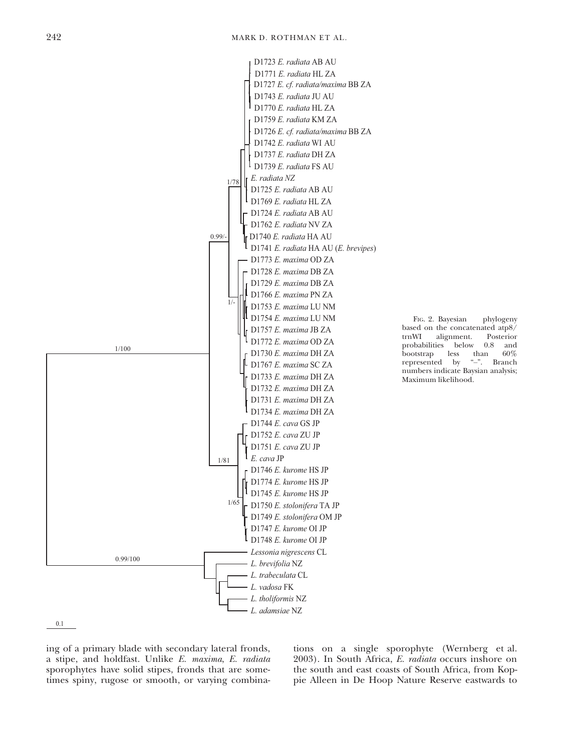Fig. 2. Bayesian phylogeny based on the concatenated atp8/trnWI alignment. Posterior probabilities below 0.8 and bootstrap less than 60% represented by "–". Branch numbers indicate Baysian analysis; Maximum likelihood.

ing of a primary blade with secondary lateral fronds, a stipe, and holdfast. Unlike *E. maxima*, *E. radiata* sporophytes have solid stipes, fronds that are sometimes spiny, rugose or smooth, or varying combinations on a single sporophyte (Wernberg et al. 2003). In South Africa, *E. radiata* occurs inshore on the south and east coasts of South Africa, from Koppie Alleen in De Hoop Nature Reserve eastwards to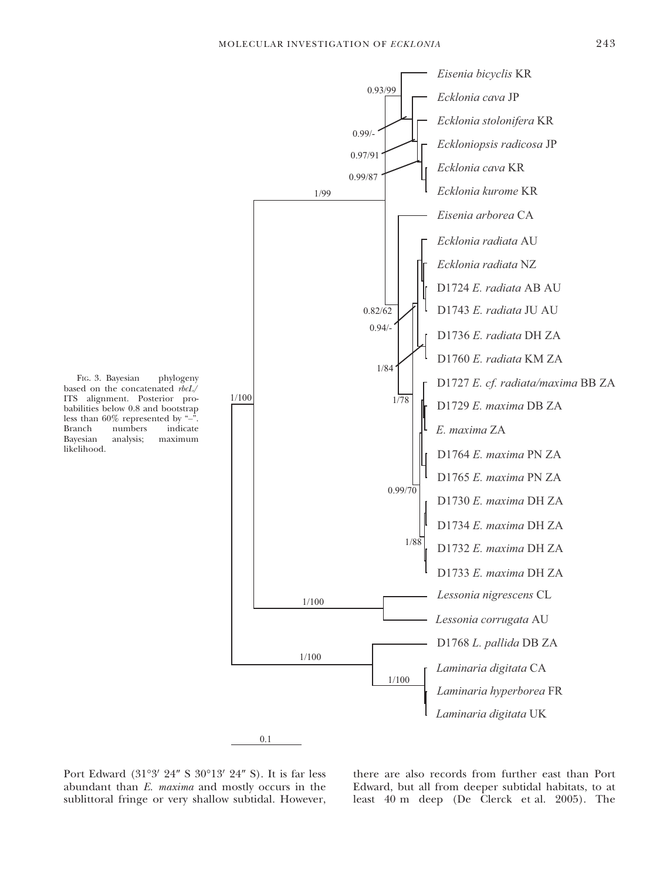Fig. 3. Bayesian phylogeny based on the concatenated *rbcL*/ITS alignment. Posterior probabilities below 0.8 and bootstrap less than 60% represented by "–". Branch numbers indicate Bayesian analysis; maximum likelihood.

Port Edward (31°3′ 24″ S 30°13′ 24″ S). It is far less abundant than *E. maxima* and mostly occurs in the sublittoral fringe or very shallow subtidal. However, there are also records from further east than Port Edward, but all from deeper subtidal habitats, to at least 40 m deep (De Clerck et al. 2005). The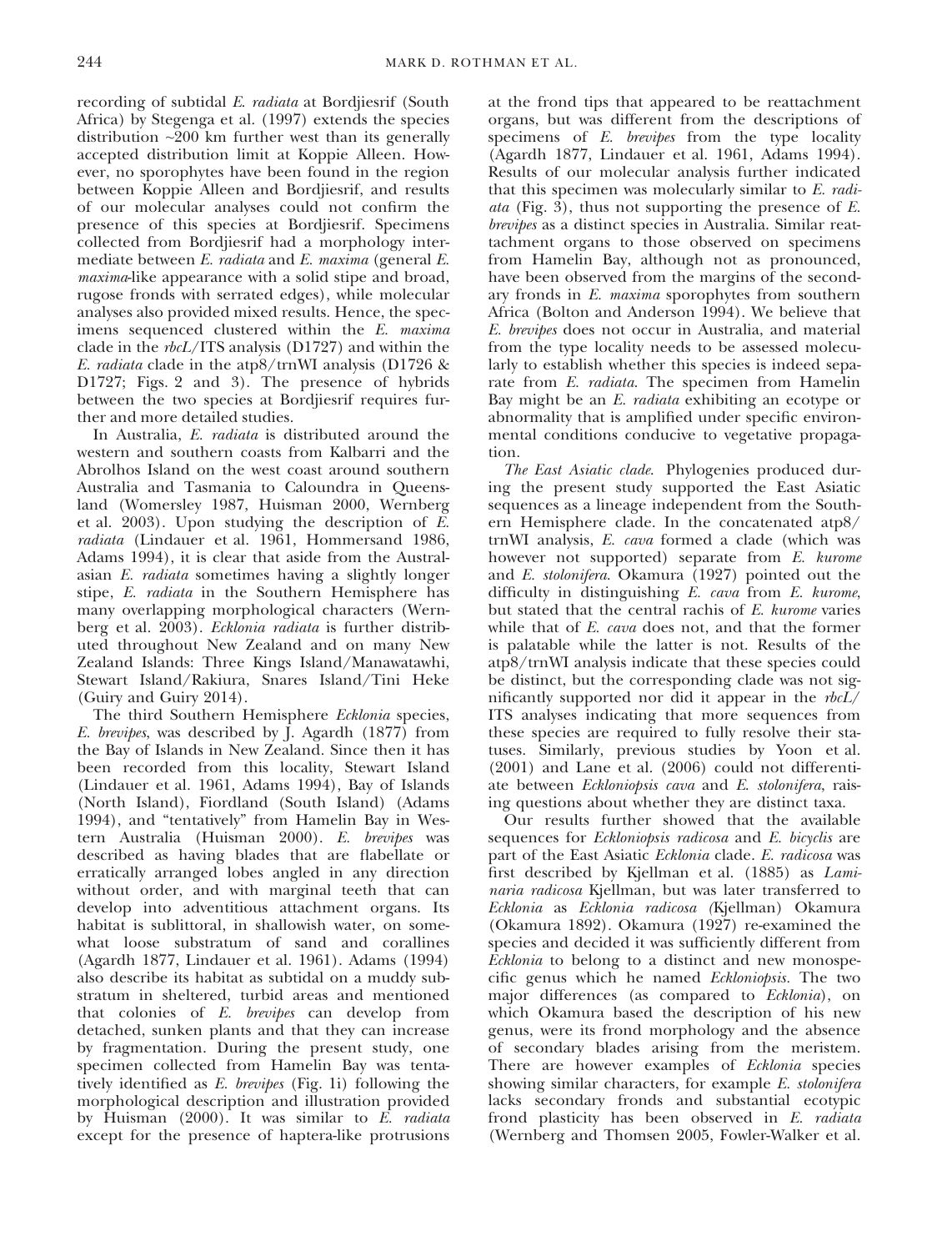recording of subtidal *E. radiata* at Bordjiesrif (South Africa) by Stegenga et al. (1997) extends the species distribution ~200 km further west than its generally accepted distribution limit at Koppie Alleen. However, no sporophytes have been found in the region between Koppie Alleen and Bordjiesrif, and results of our molecular analyses could not confirm the presence of this species at Bordjiesrif. Specimens collected from Bordjiesrif had a morphology intermediate between *E. radiata* and *E. maxima* (general *E. maxima*-like appearance with a solid stipe and broad, rugose fronds with serrated edges), while molecular analyses also provided mixed results. Hence, the specimens sequenced clustered within the *E. maxima* clade in the *rbcL*/ITS analysis (D1727) and within the *E. radiata* clade in the atp8/trnWI analysis (D1726 & D1727; Figs. 2 and 3). The presence of hybrids between the two species at Bordjiesrif requires further and more detailed studies.

In Australia, *E. radiata* is distributed around the western and southern coasts from Kalbarri and the Abrolhos Island on the west coast around southern Australia and Tasmania to Caloundra in Queensland (Womersley 1987, Huisman 2000, Wernberg et al. 2003). Upon studying the description of *E. radiata* (Lindauer et al. 1961, Hommersand 1986, Adams 1994), it is clear that aside from the Australasian *E. radiata* sometimes having a slightly longer stipe, *E. radiata* in the Southern Hemisphere has many overlapping morphological characters (Wernberg et al. 2003). *Ecklonia radiata* is further distributed throughout New Zealand and on many New Zealand Islands: Three Kings Island/Manawatawhi, Stewart Island/Rakiura, Snares Island/Tini Heke (Guiry and Guiry 2014).

The third Southern Hemisphere *Ecklonia* species, *E. brevipes*, was described by J. Agardh (1877) from the Bay of Islands in New Zealand. Since then it has been recorded from this locality, Stewart Island (Lindauer et al. 1961, Adams 1994), Bay of Islands (North Island), Fiordland (South Island) (Adams 1994), and "tentatively" from Hamelin Bay in Western Australia (Huisman 2000). *E. brevipes* was described as having blades that are flabellate or erratically arranged lobes angled in any direction without order, and with marginal teeth that can develop into adventitious attachment organs. Its habitat is sublittoral, in shallowish water, on somewhat loose substratum of sand and corallines (Agardh 1877, Lindauer et al. 1961). Adams (1994) also describe its habitat as subtidal on a muddy substratum in sheltered, turbid areas and mentioned that colonies of *E. brevipes* can develop from detached, sunken plants and that they can increase by fragmentation. During the present study, one specimen collected from Hamelin Bay was tentatively identified as *E. brevipes* (Fig. 1i) following the morphological description and illustration provided by Huisman (2000). It was similar to *E. radiata* except for the presence of haptera-like protrusions at the frond tips that appeared to be reattachment organs, but was different from the descriptions of specimens of *E. brevipes* from the type locality (Agardh 1877, Lindauer et al. 1961, Adams 1994). Results of our molecular analysis further indicated that this specimen was molecularly similar to *E. radiata* (Fig. 3), thus not supporting the presence of *E. brevipes* as a distinct species in Australia. Similar reattachment organs to those observed on specimens from Hamelin Bay, although not as pronounced, have been observed from the margins of the secondary fronds in *E. maxima* sporophytes from southern Africa (Bolton and Anderson 1994). We believe that *E. brevipes* does not occur in Australia, and material from the type locality needs to be assessed molecularly to establish whether this species is indeed separate from *E. radiata*. The specimen from Hamelin Bay might be an *E. radiata* exhibiting an ecotype or abnormality that is amplified under specific environmental conditions conducive to vegetative propagation.

*The East Asiatic clade.* Phylogenies produced during the present study supported the East Asiatic sequences as a lineage independent from the Southern Hemisphere clade. In the concatenated atp8/trnWI analysis, *E. cava* formed a clade (which was however not supported) separate from *E. kurome* and *E. stolonifera*. Okamura (1927) pointed out the difficulty in distinguishing *E. cava* from *E. kurome*, but stated that the central rachis of *E. kurome* varies while that of *E. cava* does not, and that the former is palatable while the latter is not. Results of the atp8/trnWI analysis indicate that these species could be distinct, but the corresponding clade was not significantly supported nor did it appear in the *rbcL*/ITS analyses indicating that more sequences from these species are required to fully resolve their statuses. Similarly, previous studies by Yoon et al. (2001) and Lane et al. (2006) could not differentiate between *Eckloniopsis cava* and *E. stolonifera*, raising questions about whether they are distinct taxa.

Our results further showed that the available sequences for *Eckloniopsis radicosa* and *E. bicyclis* are part of the East Asiatic *Ecklonia* clade. *E. radicosa* was first described by Kjellman et al. (1885) as *Laminaria radicosa* Kjellman, but was later transferred to *Ecklonia* as *Ecklonia radicosa (*Kjellman) Okamura (Okamura 1892). Okamura (1927) re-examined the species and decided it was sufficiently different from *Ecklonia* to belong to a distinct and new monospecific genus which he named *Eckloniopsis.* The two major differences (as compared to *Ecklonia*), on which Okamura based the description of his new genus, were its frond morphology and the absence of secondary blades arising from the meristem. There are however examples of *Ecklonia* species showing similar characters, for example *E. stolonifera* lacks secondary fronds and substantial ecotypic frond plasticity has been observed in *E. radiata* (Wernberg and Thomsen 2005, Fowler-Walker et al.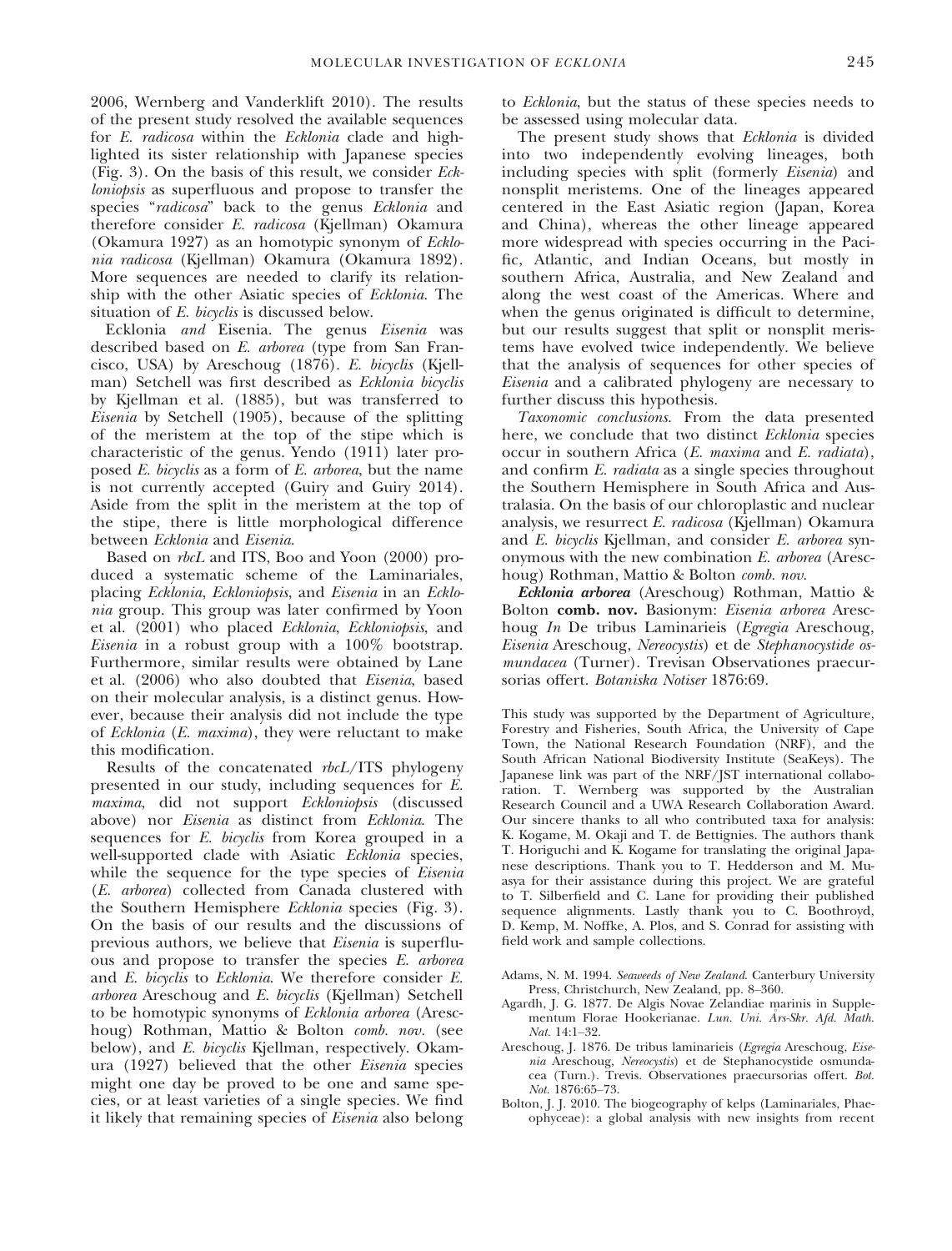2006, Wernberg and Vanderklift 2010). The results of the present study resolved the available sequences for *E. radicosa* within the *Ecklonia* clade and highlighted its sister relationship with Japanese species (Fig. 3). On the basis of this result, we consider *Eckloniopsis* as superfluous and propose to transfer the species "*radicosa*" back to the genus *Ecklonia* and therefore consider *E. radicosa* (Kjellman) Okamura (Okamura 1927) as an homotypic synonym of *Ecklonia radicosa* (Kjellman) Okamura (Okamura 1892). More sequences are needed to clarify its relationship with the other Asiatic species of *Ecklonia*. The situation of *E. bicyclis* is discussed below.

Ecklonia *and* Eisenia. The genus *Eisenia* was described based on *E. arborea* (type from San Francisco, USA) by Areschoug (1876). *E. bicyclis* (Kjellman) Setchell was first described as *Ecklonia bicyclis* by Kjellman et al. (1885), but was transferred to *Eisenia* by Setchell (1905), because of the splitting of the meristem at the top of the stipe which is characteristic of the genus. Yendo (1911) later proposed *E. bicyclis* as a form of *E. arborea*, but the name is not currently accepted (Guiry and Guiry 2014). Aside from the split in the meristem at the top of the stipe, there is little morphological difference between *Ecklonia* and *Eisenia*.

Based on *rbcL* and ITS, Boo and Yoon (2000) produced a systematic scheme of the Laminariales, placing *Ecklonia*, *Eckloniopsis*, and *Eisenia* in an *Ecklonia* group. This group was later confirmed by Yoon et al. (2001) who placed *Ecklonia*, *Eckloniopsis*, and *Eisenia* in a robust group with a 100% bootstrap. Furthermore, similar results were obtained by Lane et al. (2006) who also doubted that *Eisenia*, based on their molecular analysis, is a distinct genus. However, because their analysis did not include the type of *Ecklonia* (*E. maxima*), they were reluctant to make this modification.

Results of the concatenated *rbcL*/ITS phylogeny presented in our study, including sequences for *E. maxima*, did not support *Eckloniopsis* (discussed above) nor *Eisenia* as distinct from *Ecklonia*. The sequences for *E. bicyclis* from Korea grouped in a well-supported clade with Asiatic *Ecklonia* species, while the sequence for the type species of *Eisenia* (*E. arborea*) collected from Canada clustered with the Southern Hemisphere *Ecklonia* species (Fig. 3). On the basis of our results and the discussions of previous authors, we believe that *Eisenia* is superfluous and propose to transfer the species *E. arborea* and *E. bicyclis* to *Ecklonia*. We therefore consider *E. arborea* Areschoug and *E. bicyclis* (Kjellman) Setchell to be homotypic synonyms of *Ecklonia arborea* (Areschoug) Rothman, Mattio & Bolton *comb. nov.* (see below), and *E. bicyclis* Kjellman, respectively. Okamura (1927) believed that the other *Eisenia* species might one day be proved to be one and same species, or at least varieties of a single species. We find it likely that remaining species of *Eisenia* also belong to *Ecklonia*, but the status of these species needs to be assessed using molecular data.

The present study shows that *Ecklonia* is divided into two independently evolving lineages, both including species with split (formerly *Eisenia*) and nonsplit meristems. One of the lineages appeared centered in the East Asiatic region (Japan, Korea and China), whereas the other lineage appeared more widespread with species occurring in the Pacific, Atlantic, and Indian Oceans, but mostly in southern Africa, Australia, and New Zealand and along the west coast of the Americas. Where and when the genus originated is difficult to determine, but our results suggest that split or nonsplit meristems have evolved twice independently. We believe that the analysis of sequences for other species of *Eisenia* and a calibrated phylogeny are necessary to further discuss this hypothesis.

*Taxonomic conclusions.* From the data presented here, we conclude that two distinct *Ecklonia* species occur in southern Africa (*E. maxima* and *E. radiata*), and confirm *E. radiata* as a single species throughout the Southern Hemisphere in South Africa and Australasia. On the basis of our chloroplastic and nuclear analysis, we resurrect *E. radicosa* (Kjellman) Okamura and *E. bicyclis* Kjellman, and consider *E. arborea* synonymous with the new combination *E. arborea* (Areschoug) Rothman, Mattio & Bolton *comb. nov.*

***Ecklonia arborea*** (Areschoug) Rothman, Mattio & Bolton **comb. nov.** Basionym: *Eisenia arborea* Areschoug *In* De tribus Laminarieis (*Egregia* Areschoug, *Eisenia* Areschoug, *Nereocystis*) et de *Stephanocystide osmundacea* (Turner). Trevisan Observationes praecursorias offert. *Botaniska Notiser* 1876:69.

This study was supported by the Department of Agriculture, Forestry and Fisheries, South Africa, the University of Cape Town, the National Research Foundation (NRF), and the South African National Biodiversity Institute (SeaKeys). The Japanese link was part of the NRF/JST international collaboration. T. Wernberg was supported by the Australian Research Council and a UWA Research Collaboration Award. Our sincere thanks to all who contributed taxa for analysis: K. Kogame, M. Okaji and T. de Bettignies. The authors thank T. Horiguchi and K. Kogame for translating the original Japanese descriptions. Thank you to T. Hedderson and M. Muasya for their assistance during this project. We are grateful to T. Silberfeld and C. Lane for providing their published sequence alignments. Lastly thank you to C. Boothroyd, D. Kemp, M. Noffke, A. Plos, and S. Conrad for assisting with field work and sample collections.

Adams, N. M. 1994. *Seaweeds of New Zealand*. Canterbury University Press, Christchurch, New Zealand, pp. 8–360.

Agardh, J. G. 1877. De Algis Novae Zelandiae marinis in Supplementum Florae Hookerianae. *Lun. Uni. Års-Skr. Afd. Math. Nat.* 14:1–32.

Areschoug, J. 1876. De tribus laminarieis (*Egregia* Areschoug, *Eisenia* Areschoug, *Nereocystis*) et de Stephanocystide osmundacea (Turn.). Trevis. Observationes praecursorias offert. *Bot. Not.* 1876:65–73.

Bolton, J. J. 2010. The biogeography of kelps (Laminariales, Phaeophyceae): a global analysis with new insights from recent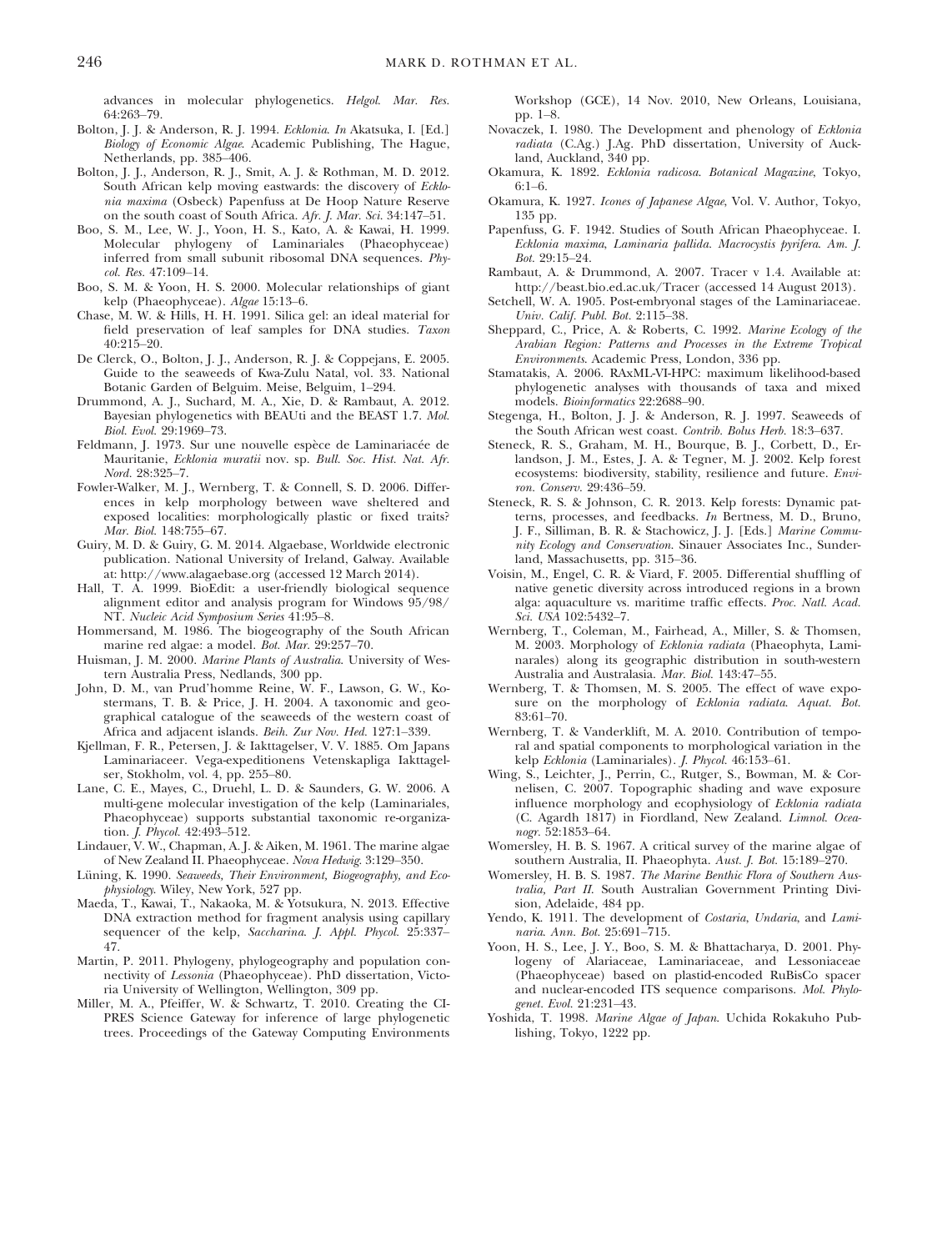advances in molecular phylogenetics. *Helgol. Mar. Res.* 64:263–79.

Bolton, J. J. & Anderson, R. J. 1994. *Ecklonia*. *In* Akatsuka, I. [Ed.] *Biology of Economic Algae*. Academic Publishing, The Hague, Netherlands, pp. 385–406.

Bolton, J. J., Anderson, R. J., Smit, A. J. & Rothman, M. D. 2012. South African kelp moving eastwards: the discovery of *Ecklonia maxima* (Osbeck) Papenfuss at De Hoop Nature Reserve on the south coast of South Africa. *Afr. J. Mar. Sci.* 34:147–51.

Boo, S. M., Lee, W. J., Yoon, H. S., Kato, A. & Kawai, H. 1999. Molecular phylogeny of Laminariales (Phaeophyceae) inferred from small subunit ribosomal DNA sequences. *Phycol. Res.* 47:109–14.

Boo, S. M. & Yoon, H. S. 2000. Molecular relationships of giant kelp (Phaeophyceae). *Algae* 15:13–6.

Chase, M. W. & Hills, H. H. 1991. Silica gel: an ideal material for field preservation of leaf samples for DNA studies. *Taxon* 40:215–20.

De Clerck, O., Bolton, J. J., Anderson, R. J. & Coppejans, E. 2005. Guide to the seaweeds of Kwa-Zulu Natal, vol. 33. National Botanic Garden of Belguim. Meise, Belguim, 1–294.

Drummond, A. J., Suchard, M. A., Xie, D. & Rambaut, A. 2012. Bayesian phylogenetics with BEAUti and the BEAST 1.7. *Mol. Biol. Evol.* 29:1969–73.

Feldmann, J. 1973. Sur une nouvelle espèce de Laminariacée de Mauritanie, *Ecklonia muratii* nov. sp. *Bull. Soc. Hist. Nat. Afr. Nord.* 28:325–7.

Fowler-Walker, M. J., Wernberg, T. & Connell, S. D. 2006. Differences in kelp morphology between wave sheltered and exposed localities: morphologically plastic or fixed traits? *Mar. Biol.* 148:755–67.

Guiry, M. D. & Guiry, G. M. 2014. Algaebase, Worldwide electronic publication. National University of Ireland, Galway. Available at: http://www.alagaebase.org (accessed 12 March 2014).

Hall, T. A. 1999. BioEdit: a user-friendly biological sequence alignment editor and analysis program for Windows 95/98/NT. *Nucleic Acid Symposium Series* 41:95–8.

Hommersand, M. 1986. The biogeography of the South African marine red algae: a model. *Bot. Mar.* 29:257–70.

Huisman, J. M. 2000. *Marine Plants of Australia*. University of Western Australia Press, Nedlands, 300 pp.

John, D. M., van Prud'homme Reine, W. F., Lawson, G. W., Kostermans, T. B. & Price, J. H. 2004. A taxonomic and geographical catalogue of the seaweeds of the western coast of Africa and adjacent islands. *Beih. Zur Nov. Hed.* 127:1–339.

Kjellman, F. R., Petersen, J. & Iakttagelser, V. V. 1885. Om Japans Laminariaceer. Vega-expeditionens Vetenskapliga Iakttagelser, Stokholm, vol. 4, pp. 255–80.

Lane, C. E., Mayes, C., Druehl, L. D. & Saunders, G. W. 2006. A multi-gene molecular investigation of the kelp (Laminariales, Phaeophyceae) supports substantial taxonomic re-organization. *J. Phycol.* 42:493–512.

Lindauer, V. W., Chapman, A. J. & Aiken, M. 1961. The marine algae of New Zealand II. Phaeophyceae. *Nova Hedwig.* 3:129–350.

Lüning, K. 1990. *Seaweeds, Their Environment, Biogeography, and Ecophysiology*. Wiley, New York, 527 pp.

Maeda, T., Kawai, T., Nakaoka, M. & Yotsukura, N. 2013. Effective DNA extraction method for fragment analysis using capillary sequencer of the kelp, *Saccharina*. *J. Appl. Phycol.* 25:337–47.

Martin, P. 2011. Phylogeny, phylogeography and population connectivity of *Lessonia* (Phaeophyceae). PhD dissertation, Victoria University of Wellington, Wellington, 309 pp.

Miller, M. A., Pfeiffer, W. & Schwartz, T. 2010. Creating the CIPRES Science Gateway for inference of large phylogenetic trees. Proceedings of the Gateway Computing Environments Workshop (GCE), 14 Nov. 2010, New Orleans, Louisiana, pp. 1–8.

Novaczek, I. 1980. The Development and phenology of *Ecklonia radiata* (C.Ag.) J.Ag. PhD dissertation, University of Auckland, Auckland, 340 pp.

Okamura, K. 1892. *Ecklonia radicosa*. *Botanical Magazine*, Tokyo, 6:1–6.

Okamura, K. 1927. *Icones of Japanese Algae*, Vol. V. Author, Tokyo, 135 pp.

Papenfuss, G. F. 1942. Studies of South African Phaeophyceae. I. *Ecklonia maxima*, *Laminaria pallida*. *Macrocystis pyrifera*. *Am. J. Bot.* 29:15–24.

Rambaut, A. & Drummond, A. 2007. Tracer v 1.4. Available at: http://beast.bio.ed.ac.uk/Tracer (accessed 14 August 2013).

Setchell, W. A. 1905. Post-embryonal stages of the Laminariaceae. *Univ. Calif. Publ. Bot.* 2:115–38.

Sheppard, C., Price, A. & Roberts, C. 1992. *Marine Ecology of the Arabian Region: Patterns and Processes in the Extreme Tropical Environments*. Academic Press, London, 336 pp.

Stamatakis, A. 2006. RAxML-VI-HPC: maximum likelihood-based phylogenetic analyses with thousands of taxa and mixed models. *Bioinformatics* 22:2688–90.

Stegenga, H., Bolton, J. J. & Anderson, R. J. 1997. Seaweeds of the South African west coast. *Contrib. Bolus Herb.* 18:3–637.

Steneck, R. S., Graham, M. H., Bourque, B. J., Corbett, D., Erlandson, J. M., Estes, J. A. & Tegner, M. J. 2002. Kelp forest ecosystems: biodiversity, stability, resilience and future. *Environ. Conserv.* 29:436–59.

Steneck, R. S. & Johnson, C. R. 2013. Kelp forests: Dynamic patterns, processes, and feedbacks. *In* Bertness, M. D., Bruno, J. F., Silliman, B. R. & Stachowicz, J. J. [Eds.] *Marine Community Ecology and Conservation*. Sinauer Associates Inc., Sunderland, Massachusetts, pp. 315–36.

Voisin, M., Engel, C. R. & Viard, F. 2005. Differential shuffling of native genetic diversity across introduced regions in a brown alga: aquaculture vs. maritime traffic effects. *Proc. Natl. Acad. Sci. USA* 102:5432–7.

Wernberg, T., Coleman, M., Fairhead, A., Miller, S. & Thomsen, M. 2003. Morphology of *Ecklonia radiata* (Phaeophyta, Laminarales) along its geographic distribution in south-western Australia and Australasia. *Mar. Biol.* 143:47–55.

Wernberg, T. & Thomsen, M. S. 2005. The effect of wave exposure on the morphology of *Ecklonia radiata*. *Aquat. Bot.* 83:61–70.

Wernberg, T. & Vanderklift, M. A. 2010. Contribution of temporal and spatial components to morphological variation in the kelp *Ecklonia* (Laminariales). *J. Phycol.* 46:153–61.

Wing, S., Leichter, J., Perrin, C., Rutger, S., Bowman, M. & Cornelisen, C. 2007. Topographic shading and wave exposure influence morphology and ecophysiology of *Ecklonia radiata* (C. Agardh 1817) in Fiordland, New Zealand. *Limnol. Oceanogr.* 52:1853–64.

Womersley, H. B. S. 1967. A critical survey of the marine algae of southern Australia, II. Phaeophyta. *Aust. J. Bot.* 15:189–270.

Womersley, H. B. S. 1987. *The Marine Benthic Flora of Southern Australia, Part II*. South Australian Government Printing Division, Adelaide, 484 pp.

Yendo, K. 1911. The development of *Costaria*, *Undaria*, and *Laminaria*. *Ann. Bot.* 25:691–715.

Yoon, H. S., Lee, J. Y., Boo, S. M. & Bhattacharya, D. 2001. Phylogeny of Alariaceae, Laminariaceae, and Lessoniaceae (Phaeophyceae) based on plastid-encoded RuBisCo spacer and nuclear-encoded ITS sequence comparisons. *Mol. Phylogenet. Evol.* 21:231–43.

Yoshida, T. 1998. *Marine Algae of Japan*. Uchida Rokakuho Publishing, Tokyo, 1222 pp.